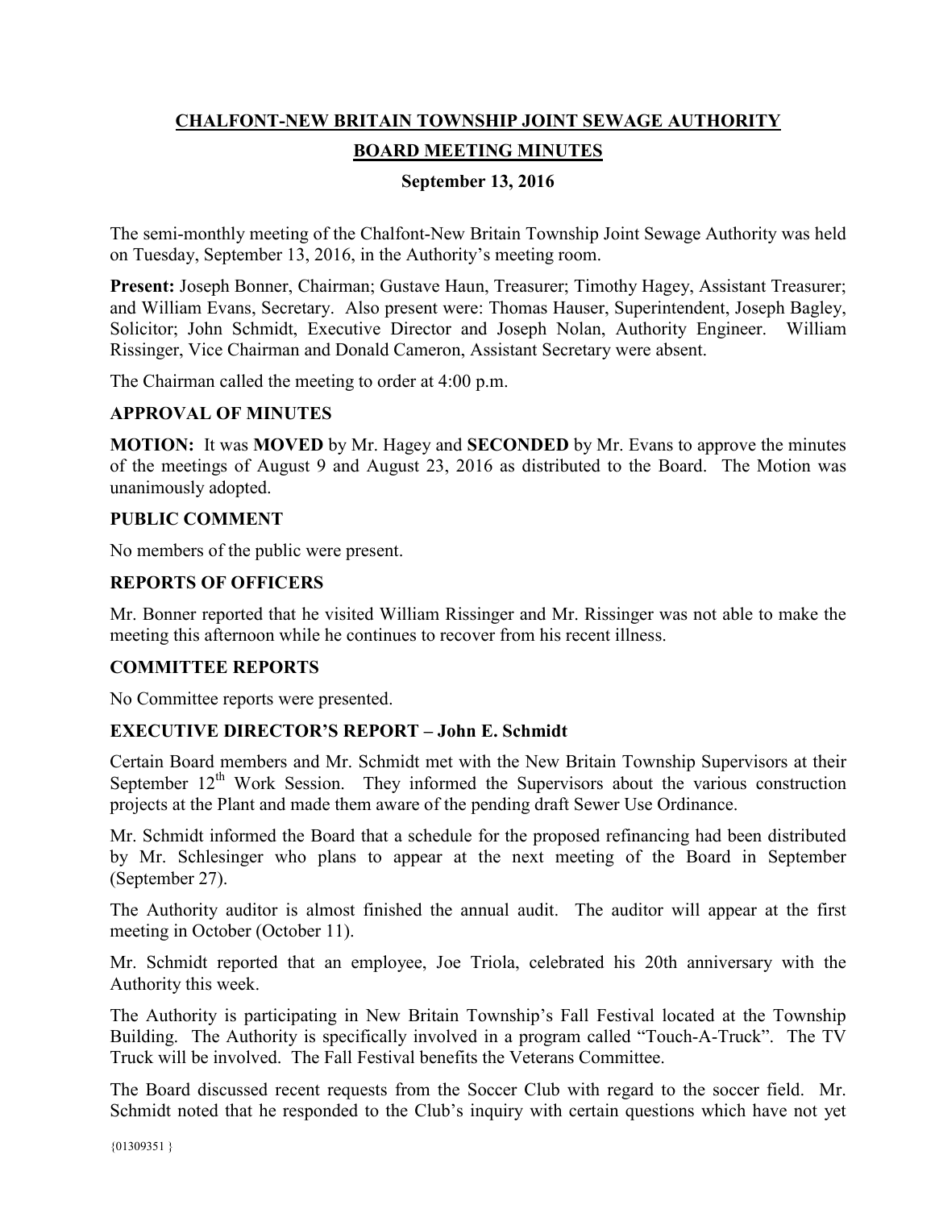# CHALFONT-NEW BRITAIN TOWNSHIP JOINT SEWAGE AUTHORITY

## BOARD MEETING MINUTES

### September 13, 2016

The semi-monthly meeting of the Chalfont-New Britain Township Joint Sewage Authority was held on Tuesday, September 13, 2016, in the Authority's meeting room.

**Present:** Joseph Bonner, Chairman; Gustave Haun, Treasurer; Timothy Hagey, Assistant Treasurer; and William Evans, Secretary. Also present were: Thomas Hauser, Superintendent, Joseph Bagley, Solicitor; John Schmidt, Executive Director and Joseph Nolan, Authority Engineer. William Rissinger, Vice Chairman and Donald Cameron, Assistant Secretary were absent.

The Chairman called the meeting to order at 4:00 p.m.

### APPROVAL OF MINUTES

**MOTION:** It was **MOVED** by Mr. Hagey and **SECONDED** by Mr. Evans to approve the minutes of the meetings of August 9 and August 23, 2016 as distributed to the Board. The Motion was unanimously adopted.

### PUBLIC COMMENT

No members of the public were present.

### REPORTS OF OFFICERS

Mr. Bonner reported that he visited William Rissinger and Mr. Rissinger was not able to make the meeting this afternoon while he continues to recover from his recent illness.

### COMMITTEE REPORTS

No Committee reports were presented.

### EXECUTIVE DIRECTOR'S REPORT – John E. Schmidt

Certain Board members and Mr. Schmidt met with the New Britain Township Supervisors at their September 12th Work Session. They informed the Supervisors about the various construction projects at the Plant and made them aware of the pending draft Sewer Use Ordinance.

Mr. Schmidt informed the Board that a schedule for the proposed refinancing had been distributed by Mr. Schlesinger who plans to appear at the next meeting of the Board in September (September 27).

The Authority auditor is almost finished the annual audit. The auditor will appear at the first meeting in October (October 11).

Mr. Schmidt reported that an employee, Joe Triola, celebrated his 20th anniversary with the Authority this week.

The Authority is participating in New Britain Township's Fall Festival located at the Township Building. The Authority is specifically involved in a program called "Touch-A-Truck". The TV Truck will be involved. The Fall Festival benefits the Veterans Committee.

The Board discussed recent requests from the Soccer Club with regard to the soccer field. Mr. Schmidt noted that he responded to the Club's inquiry with certain questions which have not yet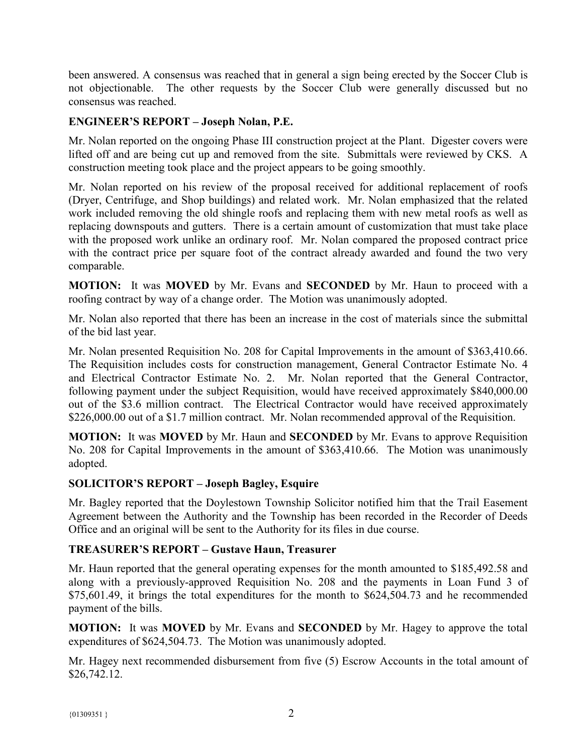been answered. A consensus was reached that in general a sign being erected by the Soccer Club is not objectionable. The other requests by the Soccer Club were generally discussed but no consensus was reached.

**ENGINEER'S REPORT – Joseph Nolan, P.E.**

Mr. Nolan reported on the ongoing Phase III construction project at the Plant. Digester covers were lifted off and are being cut up and removed from the site. Submittals were reviewed by CKS. A construction meeting took place and the project appears to be going smoothly.

Mr. Nolan reported on his review of the proposal received for additional replacement of roofs (Dryer, Centrifuge, and Shop buildings) and related work. Mr. Nolan emphasized that the related work included removing the old shingle roofs and replacing them with new metal roofs as well as replacing downspouts and gutters. There is a certain amount of customization that must take place with the proposed work unlike an ordinary roof. Mr. Nolan compared the proposed contract price with the contract price per square foot of the contract already awarded and found the two very comparable.

**MOTION:** It was **MOVED** by Mr. Evans and **SECONDED** by Mr. Haun to proceed with a roofing contract by way of a change order. The Motion was unanimously adopted.

Mr. Nolan also reported that there has been an increase in the cost of materials since the submittal of the bid last year.

Mr. Nolan presented Requisition No. 208 for Capital Improvements in the amount of $363,410.66. The Requisition includes costs for construction management, General Contractor Estimate No. 4 and Electrical Contractor Estimate No. 2. Mr. Nolan reported that the General Contractor, following payment under the subject Requisition, would have received approximately $840,000.00 out of the $3.6 million contract. The Electrical Contractor would have received approximately $226,000.00 out of a $1.7 million contract. Mr. Nolan recommended approval of the Requisition.

**MOTION:** It was **MOVED** by Mr. Haun and **SECONDED** by Mr. Evans to approve Requisition No. 208 for Capital Improvements in the amount of $363,410.66. The Motion was unanimously adopted.

**SOLICITOR'S REPORT – Joseph Bagley, Esquire**

Mr. Bagley reported that the Doylestown Township Solicitor notified him that the Trail Easement Agreement between the Authority and the Township has been recorded in the Recorder of Deeds Office and an original will be sent to the Authority for its files in due course.

**TREASURER'S REPORT – Gustave Haun, Treasurer**

Mr. Haun reported that the general operating expenses for the month amounted to $185,492.58 and along with a previously-approved Requisition No. 208 and the payments in Loan Fund 3 of $75,601.49, it brings the total expenditures for the month to $624,504.73 and he recommended payment of the bills.

**MOTION:** It was **MOVED** by Mr. Evans and **SECONDED** by Mr. Hagey to approve the total expenditures of $624,504.73. The Motion was unanimously adopted.

Mr. Hagey next recommended disbursement from five (5) Escrow Accounts in the total amount of $26,742.12.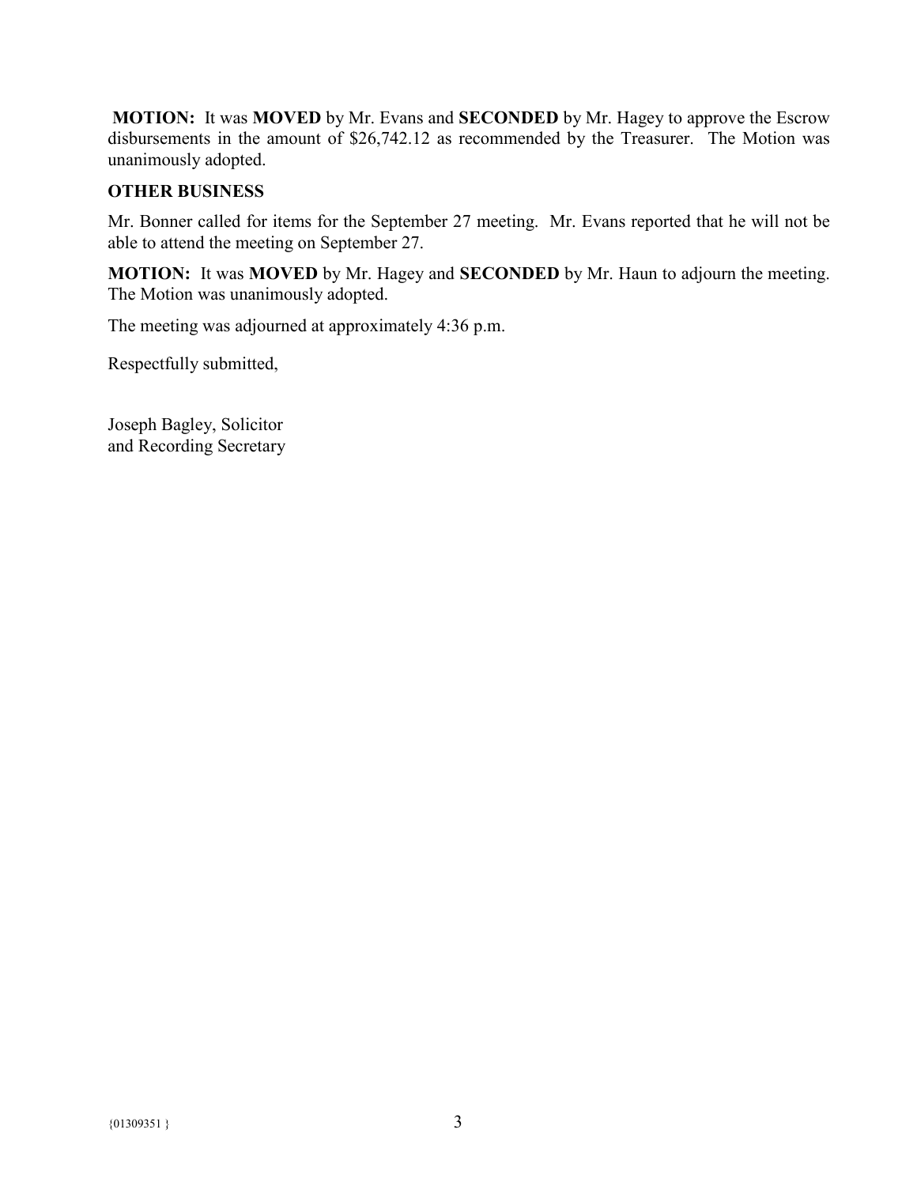**MOTION:** It was **MOVED** by Mr. Evans and **SECONDED** by Mr. Hagey to approve the Escrow disbursements in the amount of $26,742.12 as recommended by the Treasurer. The Motion was unanimously adopted.

**OTHER BUSINESS**

Mr. Bonner called for items for the September 27 meeting. Mr. Evans reported that he will not be able to attend the meeting on September 27.

**MOTION:** It was **MOVED** by Mr. Hagey and **SECONDED** by Mr. Haun to adjourn the meeting. The Motion was unanimously adopted.

The meeting was adjourned at approximately 4:36 p.m.

Respectfully submitted,

Joseph Bagley, Solicitor
and Recording Secretary

{01309351 }